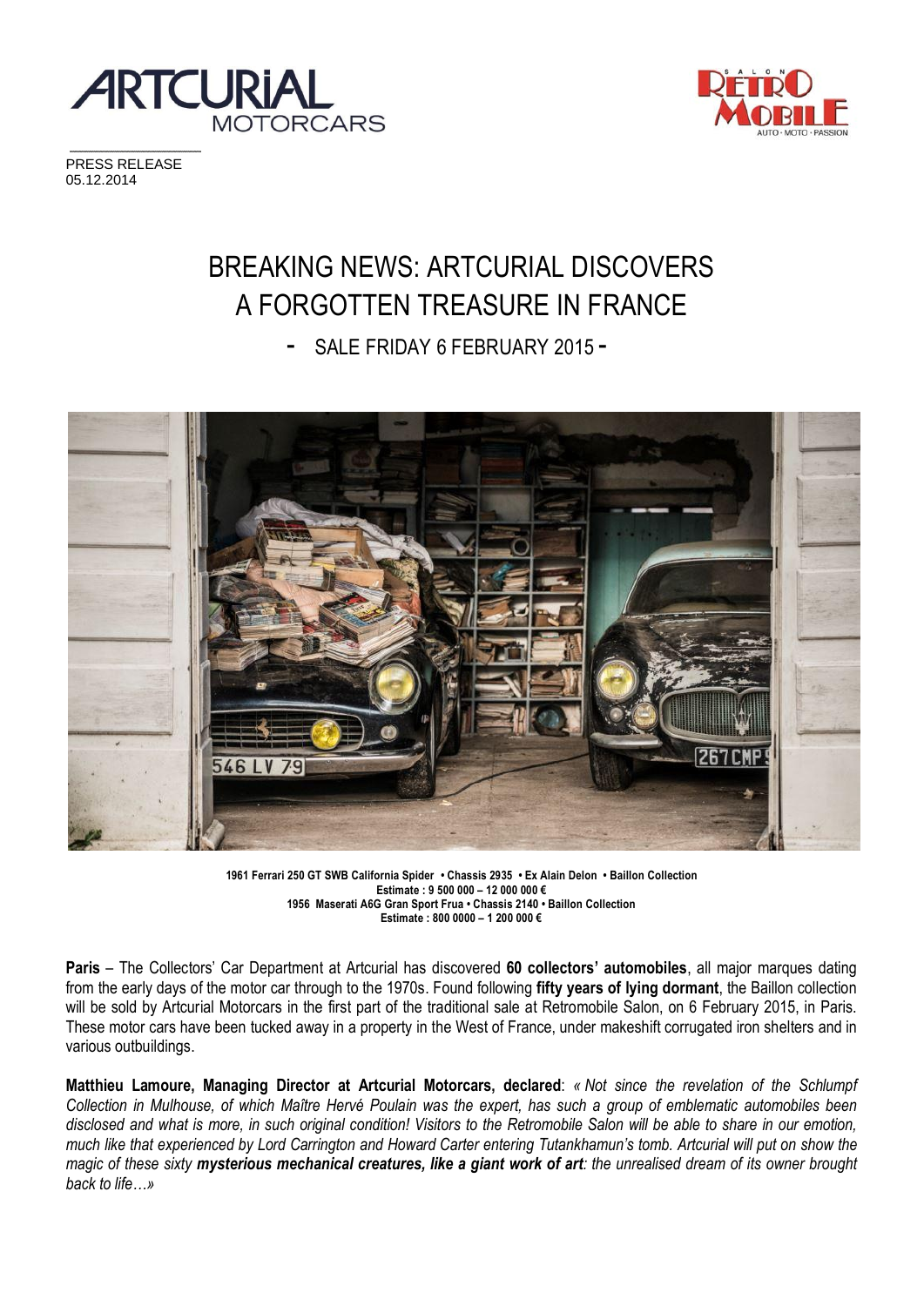PRESS RELEASE
05.12.2014

# BREAKING NEWS: ARTCURIAL DISCOVERS A FORGOTTEN TREASURE IN FRANCE

## - SALE FRIDAY 6 FEBRUARY 2015 -

**1961 Ferrari 250 GT SWB California Spider • Chassis 2935 • Ex Alain Delon • Baillon Collection**
**Estimate : 9 500 000 – 12 000 000 €**
**1956 Maserati A6G Gran Sport Frua • Chassis 2140 • Baillon Collection**
**Estimate : 800 0000 – 1 200 000 €**

**Paris** – The Collectors' Car Department at Artcurial has discovered **60 collectors' automobiles**, all major marques dating from the early days of the motor car through to the 1970s. Found following **fifty years of lying dormant**, the Baillon collection will be sold by Artcurial Motorcars in the first part of the traditional sale at Retromobile Salon, on 6 February 2015, in Paris. These motor cars have been tucked away in a property in the West of France, under makeshift corrugated iron shelters and in various outbuildings.

**Matthieu Lamoure, Managing Director at Artcurial Motorcars, declared**: *« Not since the revelation of the Schlumpf Collection in Mulhouse, of which Maître Hervé Poulain was the expert, has such a group of emblematic automobiles been disclosed and what is more, in such original condition! Visitors to the Retromobile Salon will be able to share in our emotion, much like that experienced by Lord Carrington and Howard Carter entering Tutankhamun's tomb. Artcurial will put on show the magic of these sixty* ***mysterious mechanical creatures, like a giant work of art****: the unrealised dream of its owner brought back to life…»*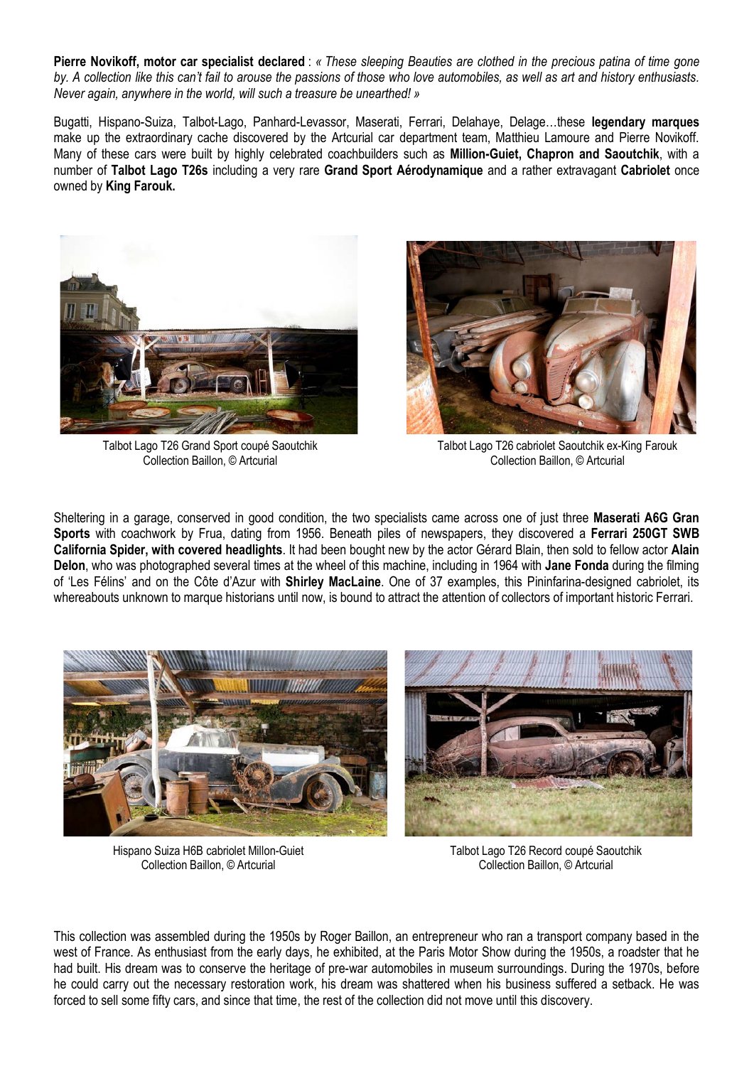**Pierre Novikoff, motor car specialist declared** : *« These sleeping Beauties are clothed in the precious patina of time gone by. A collection like this can't fail to arouse the passions of those who love automobiles, as well as art and history enthusiasts. Never again, anywhere in the world, will such a treasure be unearthed! »*

Bugatti, Hispano-Suiza, Talbot-Lago, Panhard-Levassor, Maserati, Ferrari, Delahaye, Delage…these **legendary marques** make up the extraordinary cache discovered by the Artcurial car department team, Matthieu Lamoure and Pierre Novikoff. Many of these cars were built by highly celebrated coachbuilders such as **Million-Guiet, Chapron and Saoutchik**, with a number of **Talbot Lago T26s** including a very rare **Grand Sport Aérodynamique** and a rather extravagant **Cabriolet** once owned by **King Farouk.**

Talbot Lago T26 Grand Sport coupé Saoutchik
Collection Baillon, © Artcurial

Talbot Lago T26 cabriolet Saoutchik ex-King Farouk
Collection Baillon, © Artcurial

Sheltering in a garage, conserved in good condition, the two specialists came across one of just three **Maserati A6G Gran Sports** with coachwork by Frua, dating from 1956. Beneath piles of newspapers, they discovered a **Ferrari 250GT SWB California Spider, with covered headlights**. It had been bought new by the actor Gérard Blain, then sold to fellow actor **Alain Delon**, who was photographed several times at the wheel of this machine, including in 1964 with **Jane Fonda** during the filming of 'Les Félins' and on the Côte d'Azur with **Shirley MacLaine**. One of 37 examples, this Pininfarina-designed cabriolet, its whereabouts unknown to marque historians until now, is bound to attract the attention of collectors of important historic Ferrari.

Hispano Suiza H6B cabriolet Millon-Guiet
Collection Baillon, © Artcurial

Talbot Lago T26 Record coupé Saoutchik
Collection Baillon, © Artcurial

This collection was assembled during the 1950s by Roger Baillon, an entrepreneur who ran a transport company based in the west of France. As enthusiast from the early days, he exhibited, at the Paris Motor Show during the 1950s, a roadster that he had built. His dream was to conserve the heritage of pre-war automobiles in museum surroundings. During the 1970s, before he could carry out the necessary restoration work, his dream was shattered when his business suffered a setback. He was forced to sell some fifty cars, and since that time, the rest of the collection did not move until this discovery.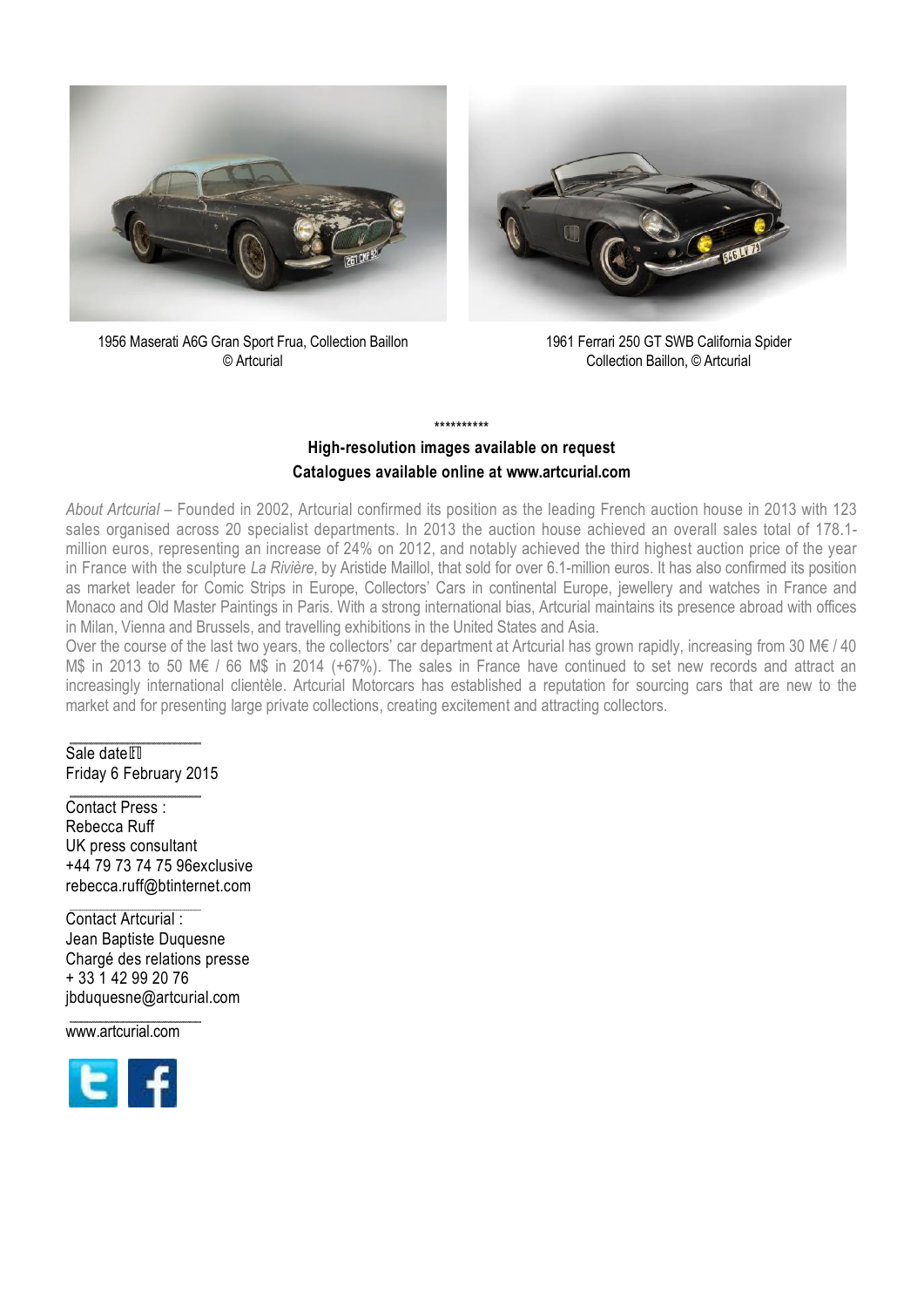1956 Maserati A6G Gran Sport Frua, Collection Baillon
© Artcurial

1961 Ferrari 250 GT SWB California Spider
Collection Baillon, © Artcurial

**********

**High-resolution images available on request**

**Catalogues available online at www.artcurial.com**

*About Artcurial* – Founded in 2002, Artcurial confirmed its position as the leading French auction house in 2013 with 123 sales organised across 20 specialist departments. In 2013 the auction house achieved an overall sales total of 178.1-million euros, representing an increase of 24% on 2012, and notably achieved the third highest auction price of the year in France with the sculpture *La Rivière*, by Aristide Maillol, that sold for over 6.1-million euros. It has also confirmed its position as market leader for Comic Strips in Europe, Collectors' Cars in continental Europe, jewellery and watches in France and Monaco and Old Master Paintings in Paris. With a strong international bias, Artcurial maintains its presence abroad with offices in Milan, Vienna and Brussels, and travelling exhibitions in the United States and Asia.
Over the course of the last two years, the collectors' car department at Artcurial has grown rapidly, increasing from 30 M€ / 40 M$ in 2013 to 50 M€ / 66 M$ in 2014 (+67%). The sales in France have continued to set new records and attract an increasingly international clientèle. Artcurial Motorcars has established a reputation for sourcing cars that are new to the market and for presenting large private collections, creating excitement and attracting collectors.

Sale date
Friday 6 February 2015

Contact Press :
Rebecca Ruff
UK press consultant
+44 79 73 74 75 96exclusive
rebecca.ruff@btinternet.com

Contact Artcurial :
Jean Baptiste Duquesne
Chargé des relations presse
+ 33 1 42 99 20 76
jbduquesne@artcurial.com

www.artcurial.com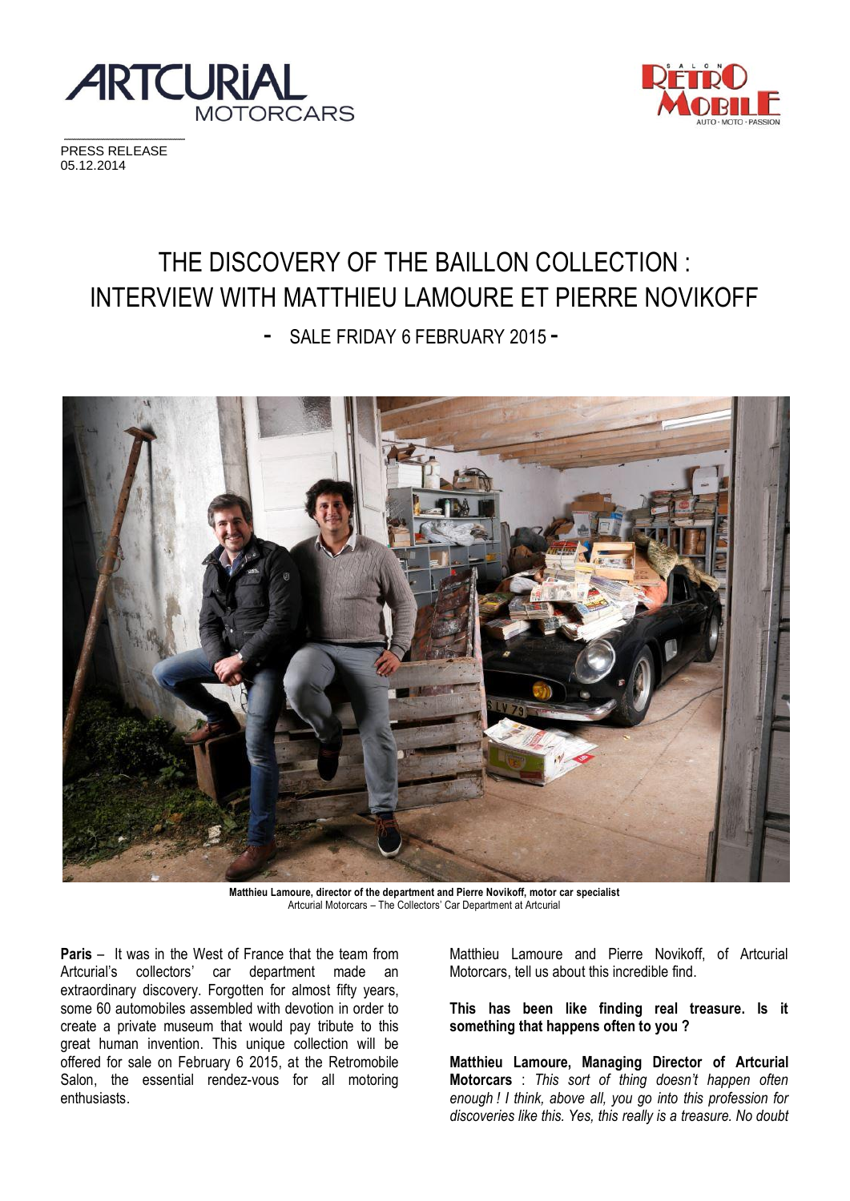PRESS RELEASE
05.12.2014

# THE DISCOVERY OF THE BAILLON COLLECTION : INTERVIEW WITH MATTHIEU LAMOURE ET PIERRE NOVIKOFF

## - SALE FRIDAY 6 FEBRUARY 2015 -

**Matthieu Lamoure, director of the department and Pierre Novikoff, motor car specialist**
Artcurial Motorcars – The Collectors' Car Department at Artcurial

**Paris** – It was in the West of France that the team from Artcurial's collectors' car department made an extraordinary discovery. Forgotten for almost fifty years, some 60 automobiles assembled with devotion in order to create a private museum that would pay tribute to this great human invention. This unique collection will be offered for sale on February 6 2015, at the Retromobile Salon, the essential rendez-vous for all motoring enthusiasts.

Matthieu Lamoure and Pierre Novikoff, of Artcurial Motorcars, tell us about this incredible find.

**This has been like finding real treasure. Is it something that happens often to you ?**

**Matthieu Lamoure, Managing Director of Artcurial Motorcars** : *This sort of thing doesn't happen often enough ! I think, above all, you go into this profession for discoveries like this. Yes, this really is a treasure. No doubt*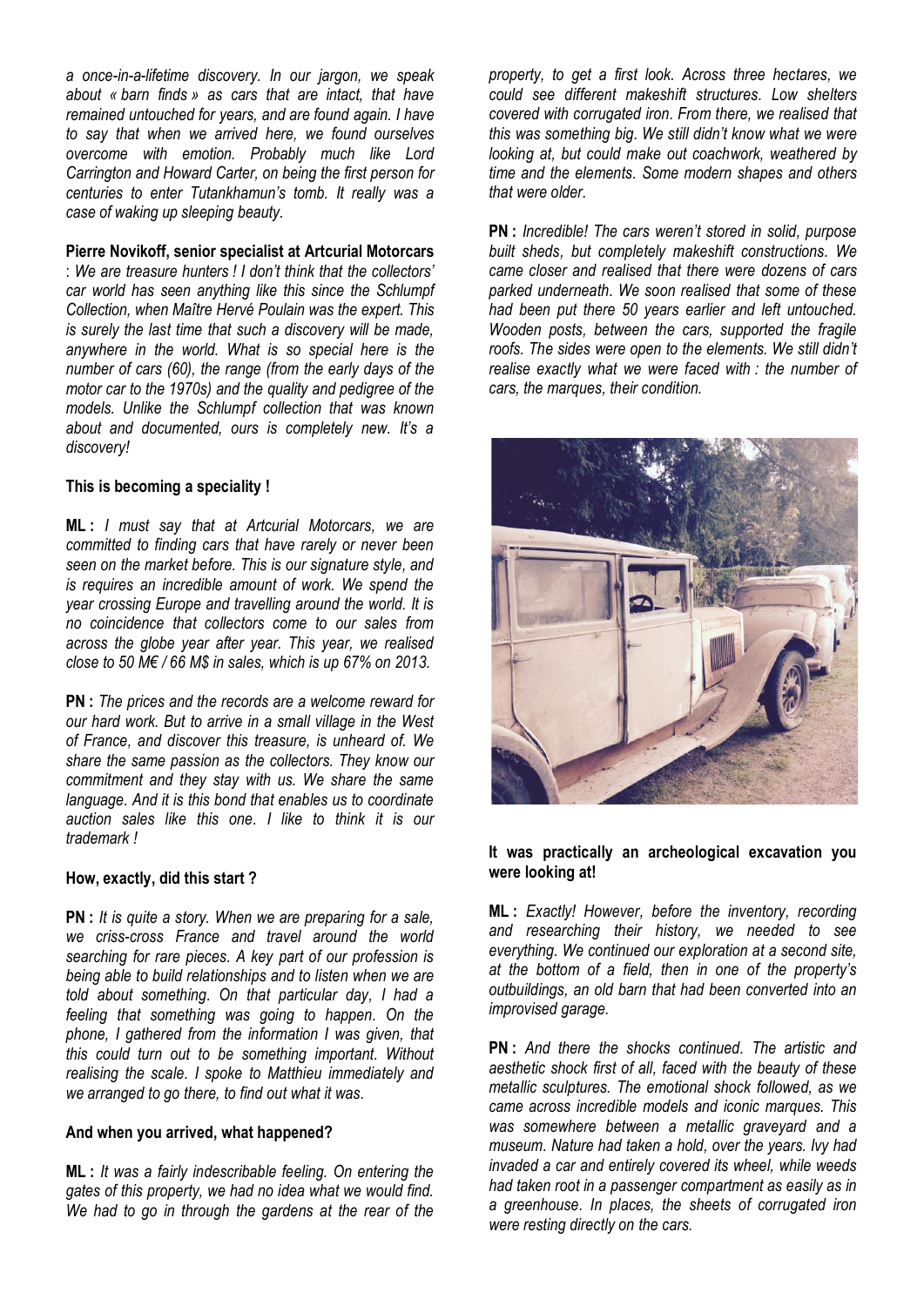*a once-in-a-lifetime discovery. In our jargon, we speak about « barn finds » as cars that are intact, that have remained untouched for years, and are found again. I have to say that when we arrived here, we found ourselves overcome with emotion. Probably much like Lord Carrington and Howard Carter, on being the first person for centuries to enter Tutankhamun's tomb. It really was a case of waking up sleeping beauty.*

**Pierre Novikoff, senior specialist at Artcurial Motorcars** : *We are treasure hunters ! I don't think that the collectors' car world has seen anything like this since the Schlumpf Collection, when Maître Hervé Poulain was the expert. This is surely the last time that such a discovery will be made, anywhere in the world. What is so special here is the number of cars (60), the range (from the early days of the motor car to the 1970s) and the quality and pedigree of the models. Unlike the Schlumpf collection that was known about and documented, ours is completely new. It's a discovery!*

**This is becoming a speciality !**

**ML :** *I must say that at Artcurial Motorcars, we are committed to finding cars that have rarely or never been seen on the market before. This is our signature style, and is requires an incredible amount of work. We spend the year crossing Europe and travelling around the world. It is no coincidence that collectors come to our sales from across the globe year after year. This year, we realised close to 50 M€ / 66 M$ in sales, which is up 67% on 2013.*

**PN :** *The prices and the records are a welcome reward for our hard work. But to arrive in a small village in the West of France, and discover this treasure, is unheard of. We share the same passion as the collectors. They know our commitment and they stay with us. We share the same language. And it is this bond that enables us to coordinate auction sales like this one. I like to think it is our trademark !*

**How, exactly, did this start ?**

**PN :** *It is quite a story. When we are preparing for a sale, we criss-cross France and travel around the world searching for rare pieces. A key part of our profession is being able to build relationships and to listen when we are told about something. On that particular day, I had a feeling that something was going to happen. On the phone, I gathered from the information I was given, that this could turn out to be something important. Without realising the scale. I spoke to Matthieu immediately and we arranged to go there, to find out what it was.*

**And when you arrived, what happened?**

**ML :** *It was a fairly indescribable feeling. On entering the gates of this property, we had no idea what we would find. We had to go in through the gardens at the rear of the property, to get a first look. Across three hectares, we could see different makeshift structures. Low shelters covered with corrugated iron. From there, we realised that this was something big. We still didn't know what we were looking at, but could make out coachwork, weathered by time and the elements. Some modern shapes and others that were older.*

**PN :** *Incredible! The cars weren't stored in solid, purpose built sheds, but completely makeshift constructions. We came closer and realised that there were dozens of cars parked underneath. We soon realised that some of these had been put there 50 years earlier and left untouched. Wooden posts, between the cars, supported the fragile roofs. The sides were open to the elements. We still didn't realise exactly what we were faced with : the number of cars, the marques, their condition.*

**It was practically an archeological excavation you were looking at!**

**ML :** *Exactly! However, before the inventory, recording and researching their history, we needed to see everything. We continued our exploration at a second site, at the bottom of a field, then in one of the property's outbuildings, an old barn that had been converted into an improvised garage.*

**PN :** *And there the shocks continued. The artistic and aesthetic shock first of all, faced with the beauty of these metallic sculptures. The emotional shock followed, as we came across incredible models and iconic marques. This was somewhere between a metallic graveyard and a museum. Nature had taken a hold, over the years. Ivy had invaded a car and entirely covered its wheel, while weeds had taken root in a passenger compartment as easily as in a greenhouse. In places, the sheets of corrugated iron were resting directly on the cars.*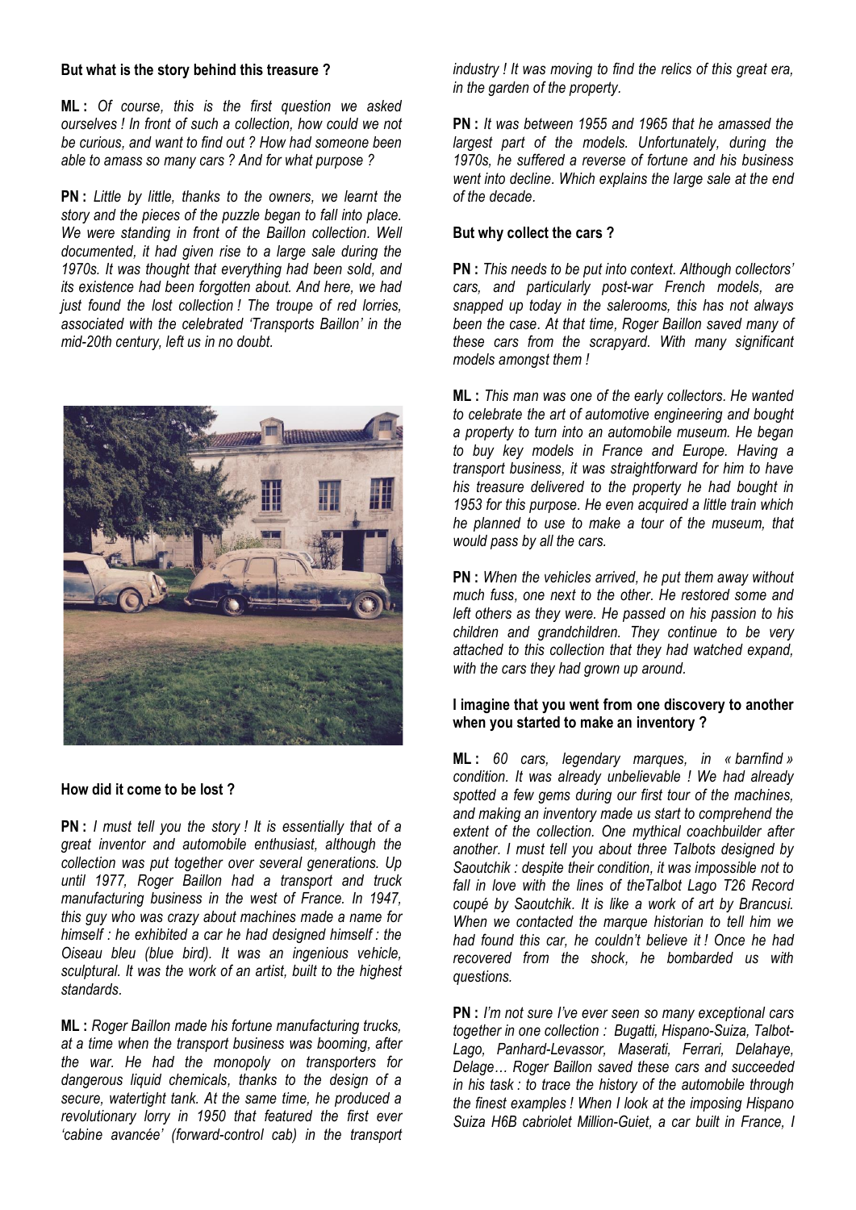**But what is the story behind this treasure ?**

**ML :** *Of course, this is the first question we asked ourselves ! In front of such a collection, how could we not be curious, and want to find out ? How had someone been able to amass so many cars ? And for what purpose ?*

**PN :** *Little by little, thanks to the owners, we learnt the story and the pieces of the puzzle began to fall into place. We were standing in front of the Baillon collection. Well documented, it had given rise to a large sale during the 1970s. It was thought that everything had been sold, and its existence had been forgotten about. And here, we had just found the lost collection ! The troupe of red lorries, associated with the celebrated 'Transports Baillon' in the mid-20th century, left us in no doubt.*

**How did it come to be lost ?**

**PN :** *I must tell you the story ! It is essentially that of a great inventor and automobile enthusiast, although the collection was put together over several generations. Up until 1977, Roger Baillon had a transport and truck manufacturing business in the west of France. In 1947, this guy who was crazy about machines made a name for himself : he exhibited a car he had designed himself : the Oiseau bleu (blue bird). It was an ingenious vehicle, sculptural. It was the work of an artist, built to the highest standards.*

**ML :** *Roger Baillon made his fortune manufacturing trucks, at a time when the transport business was booming, after the war. He had the monopoly on transporters for dangerous liquid chemicals, thanks to the design of a secure, watertight tank. At the same time, he produced a revolutionary lorry in 1950 that featured the first ever 'cabine avancée' (forward-control cab) in the transport industry ! It was moving to find the relics of this great era, in the garden of the property.*

**PN :** *It was between 1955 and 1965 that he amassed the largest part of the models. Unfortunately, during the 1970s, he suffered a reverse of fortune and his business went into decline. Which explains the large sale at the end of the decade.*

**But why collect the cars ?**

**PN :** *This needs to be put into context. Although collectors' cars, and particularly post-war French models, are snapped up today in the salerooms, this has not always been the case. At that time, Roger Baillon saved many of these cars from the scrapyard. With many significant models amongst them !*

**ML :** *This man was one of the early collectors. He wanted to celebrate the art of automotive engineering and bought a property to turn into an automobile museum. He began to buy key models in France and Europe. Having a transport business, it was straightforward for him to have his treasure delivered to the property he had bought in 1953 for this purpose. He even acquired a little train which he planned to use to make a tour of the museum, that would pass by all the cars.*

**PN :** *When the vehicles arrived, he put them away without much fuss, one next to the other. He restored some and left others as they were. He passed on his passion to his children and grandchildren. They continue to be very attached to this collection that they had watched expand, with the cars they had grown up around.*

**I imagine that you went from one discovery to another when you started to make an inventory ?**

**ML :** *60 cars, legendary marques, in « barnfind » condition. It was already unbelievable ! We had already spotted a few gems during our first tour of the machines, and making an inventory made us start to comprehend the extent of the collection. One mythical coachbuilder after another. I must tell you about three Talbots designed by Saoutchik : despite their condition, it was impossible not to fall in love with the lines of theTalbot Lago T26 Record coupé by Saoutchik. It is like a work of art by Brancusi. When we contacted the marque historian to tell him we had found this car, he couldn't believe it ! Once he had recovered from the shock, he bombarded us with questions.*

**PN :** *I'm not sure I've ever seen so many exceptional cars together in one collection : Bugatti, Hispano-Suiza, Talbot-Lago, Panhard-Levassor, Maserati, Ferrari, Delahaye, Delage… Roger Baillon saved these cars and succeeded in his task : to trace the history of the automobile through the finest examples ! When I look at the imposing Hispano Suiza H6B cabriolet Million-Guiet, a car built in France, I*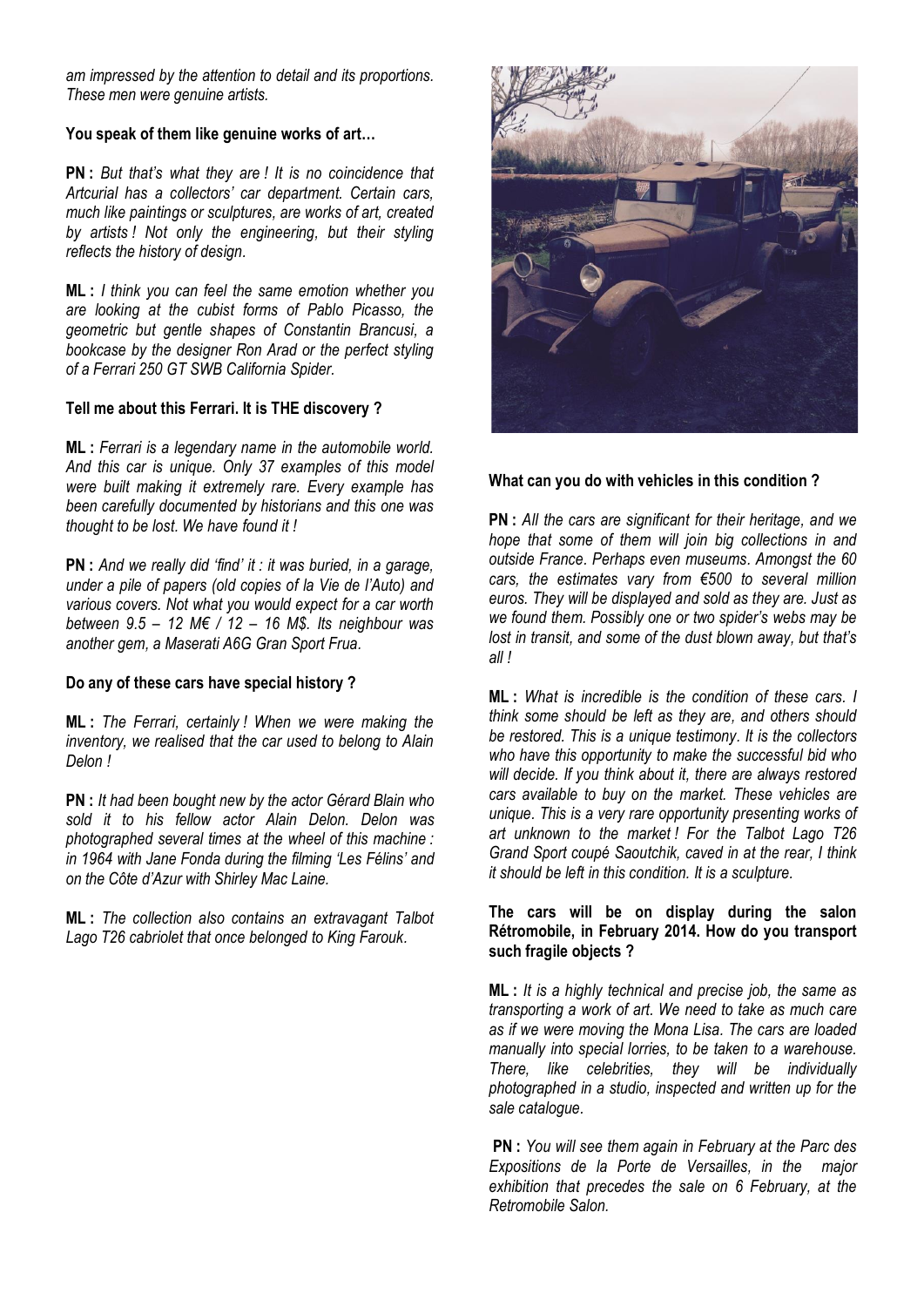*am impressed by the attention to detail and its proportions. These men were genuine artists.*

**You speak of them like genuine works of art…**

**PN :** *But that's what they are ! It is no coincidence that Artcurial has a collectors' car department. Certain cars, much like paintings or sculptures, are works of art, created by artists ! Not only the engineering, but their styling reflects the history of design.*

**ML :** *I think you can feel the same emotion whether you are looking at the cubist forms of Pablo Picasso, the geometric but gentle shapes of Constantin Brancusi, a bookcase by the designer Ron Arad or the perfect styling of a Ferrari 250 GT SWB California Spider.*

**Tell me about this Ferrari. It is THE discovery ?**

**ML :** *Ferrari is a legendary name in the automobile world. And this car is unique. Only 37 examples of this model were built making it extremely rare. Every example has been carefully documented by historians and this one was thought to be lost. We have found it !*

**PN :** *And we really did 'find' it : it was buried, in a garage, under a pile of papers (old copies of la Vie de l'Auto) and various covers. Not what you would expect for a car worth between 9.5 – 12 M€ / 12 – 16 M$. Its neighbour was another gem, a Maserati A6G Gran Sport Frua.*

**Do any of these cars have special history ?**

**ML :** *The Ferrari, certainly ! When we were making the inventory, we realised that the car used to belong to Alain Delon !*

**PN :** *It had been bought new by the actor Gérard Blain who sold it to his fellow actor Alain Delon. Delon was photographed several times at the wheel of this machine : in 1964 with Jane Fonda during the filming 'Les Félins' and on the Côte d'Azur with Shirley Mac Laine.*

**ML :** *The collection also contains an extravagant Talbot Lago T26 cabriolet that once belonged to King Farouk.*

**What can you do with vehicles in this condition ?**

**PN :** *All the cars are significant for their heritage, and we hope that some of them will join big collections in and outside France. Perhaps even museums. Amongst the 60 cars, the estimates vary from €500 to several million euros. They will be displayed and sold as they are. Just as we found them. Possibly one or two spider's webs may be lost in transit, and some of the dust blown away, but that's all !*

**ML :** *What is incredible is the condition of these cars. I think some should be left as they are, and others should be restored. This is a unique testimony. It is the collectors who have this opportunity to make the successful bid who will decide. If you think about it, there are always restored cars available to buy on the market. These vehicles are unique. This is a very rare opportunity presenting works of art unknown to the market ! For the Talbot Lago T26 Grand Sport coupé Saoutchik, caved in at the rear, I think it should be left in this condition. It is a sculpture.*

**The cars will be on display during the salon Rétromobile, in February 2014. How do you transport such fragile objects ?**

**ML :** *It is a highly technical and precise job, the same as transporting a work of art. We need to take as much care as if we were moving the Mona Lisa. The cars are loaded manually into special lorries, to be taken to a warehouse. There, like celebrities, they will be individually photographed in a studio, inspected and written up for the sale catalogue.*

**PN :** *You will see them again in February at the Parc des Expositions de la Porte de Versailles, in the major exhibition that precedes the sale on 6 February, at the Retromobile Salon.*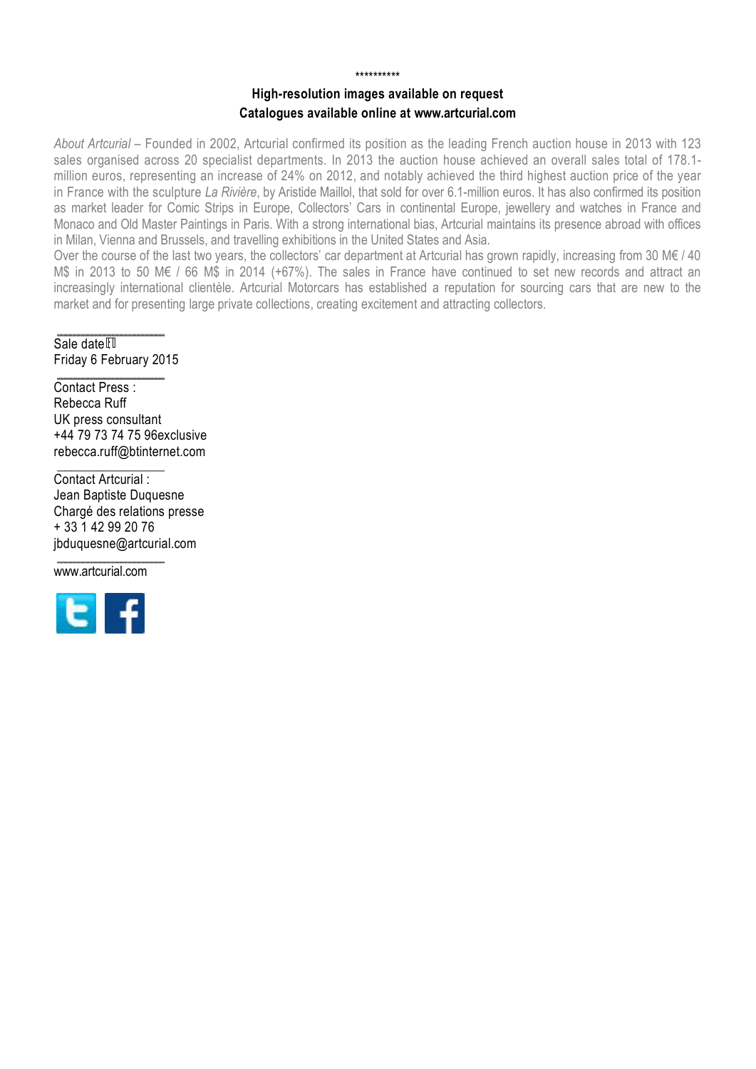**********

**High-resolution images available on request**
**Catalogues available online at www.artcurial.com**

*About Artcurial* – Founded in 2002, Artcurial confirmed its position as the leading French auction house in 2013 with 123 sales organised across 20 specialist departments. In 2013 the auction house achieved an overall sales total of 178.1-million euros, representing an increase of 24% on 2012, and notably achieved the third highest auction price of the year in France with the sculpture *La Rivière*, by Aristide Maillol, that sold for over 6.1-million euros. It has also confirmed its position as market leader for Comic Strips in Europe, Collectors' Cars in continental Europe, jewellery and watches in France and Monaco and Old Master Paintings in Paris. With a strong international bias, Artcurial maintains its presence abroad with offices in Milan, Vienna and Brussels, and travelling exhibitions in the United States and Asia.
Over the course of the last two years, the collectors' car department at Artcurial has grown rapidly, increasing from 30 M€ / 40 M$ in 2013 to 50 M€ / 66 M$ in 2014 (+67%). The sales in France have continued to set new records and attract an increasingly international clientèle. Artcurial Motorcars has established a reputation for sourcing cars that are new to the market and for presenting large private collections, creating excitement and attracting collectors.

Sale date
Friday 6 February 2015

Contact Press :
Rebecca Ruff
UK press consultant
+44 79 73 74 75 96exclusive
rebecca.ruff@btinternet.com

Contact Artcurial :
Jean Baptiste Duquesne
Chargé des relations presse
+ 33 1 42 99 20 76
jbduquesne@artcurial.com

www.artcurial.com